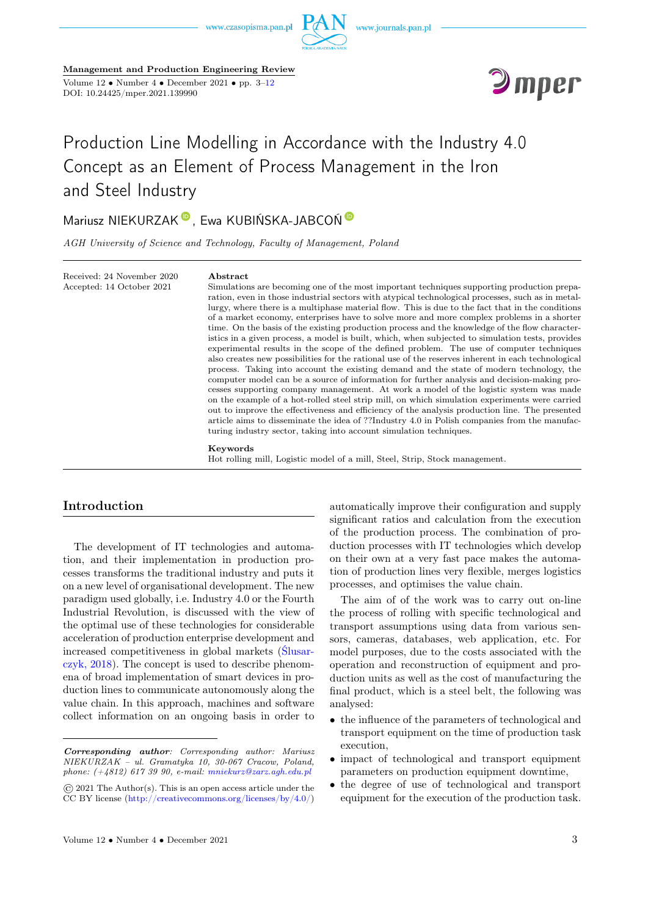Management and Production Engineering Review

DOI: 10.24425/mper.2021.139990

# Production Line Modelling in Accordance with the Industry 4.0 Concept as an Element of Process Management in the Iron and Steel Industry

Mariusz NIEKURZAK, Ewa KUBIŃSKA-JABCOŃ

*AGH University of Science and Technology, Faculty of Management, Poland*

Received: 24 November 2020
Accepted: 14 October 2021

**Abstract**

Simulations are becoming one of the most important techniques supporting production preparation, even in those industrial sectors with atypical technological processes, such as metallurgy, where there is a multiphase material flow. This is due to the fact that in the conditions of a market economy, enterprises have to solve more and more complex problems in a shorter time. On the basis of the existing production process and the knowledge of the flow characteristics in a given process, a model is built, which, when subjected to simulation tests, provides experimental results in the scope of the defined problem. The use of computer techniques also creates new possibilities for the rational use of the reserves inherent in each technological process. Taking into account the existing demand and the state of modern technology, the computer model can be a source of information for further analysis and decision-making processes supporting company management. At work a model of the logistic system was made on the example of a hot-rolled steel strip mill, on which simulation experiments were carried out to improve the effectiveness and efficiency of the analysis production line. The presented article aims to disseminate the idea of ??Industry 4.0 in Polish companies from the manufacturing industry sector, taking into account simulation techniques.

**Keywords**

Hot rolling mill, Logistic model of a mill, Steel, Strip, Stock management.

## Introduction

The development of IT technologies and automation, and their implementation in production processes transforms the traditional industry and puts it on a new level of organisational development. The new paradigm used globally, i.e. Industry 4.0 or the Fourth Industrial Revolution, is discussed with the view of the optimal use of these technologies for considerable acceleration of production enterprise development and increased competitiveness in global markets (Ślusarczyk, 2018). The concept is used to describe phenomena of broad implementation of smart devices in production lines to communicate autonomously along the value chain. In this approach, machines and software collect information on an ongoing basis in order to automatically improve their configuration and supply significant ratios and calculation from the execution of the production process. The combination of production processes with IT technologies which develop on their own at a very fast pace makes the automation of production lines very flexible, merges logistics processes, and optimises the value chain.

The aim of of the work was to carry out on-line the process of rolling with specific technological and transport assumptions using data from various sensors, cameras, databases, web application, etc. For model purposes, due to the costs associated with the operation and reconstruction of equipment and production units as well as the cost of manufacturing the final product, which is a steel belt, the following was analysed:

- the influence of the parameters of technological and transport equipment on the time of production task execution,
- impact of technological and transport equipment parameters on production equipment downtime,
- the degree of use of technological and transport equipment for the execution of the production task.

---

***Corresponding author**: Corresponding author: Mariusz NIEKURZAK – ul. Gramatyka 10, 30-067 Cracow, Poland, phone: (+4812) 617 39 90, e-mail: mniekurz@zarz.agh.edu.pl*

© 2021 The Author(s). This is an open access article under the CC BY license (http://creativecommons.org/licenses/by/4.0/)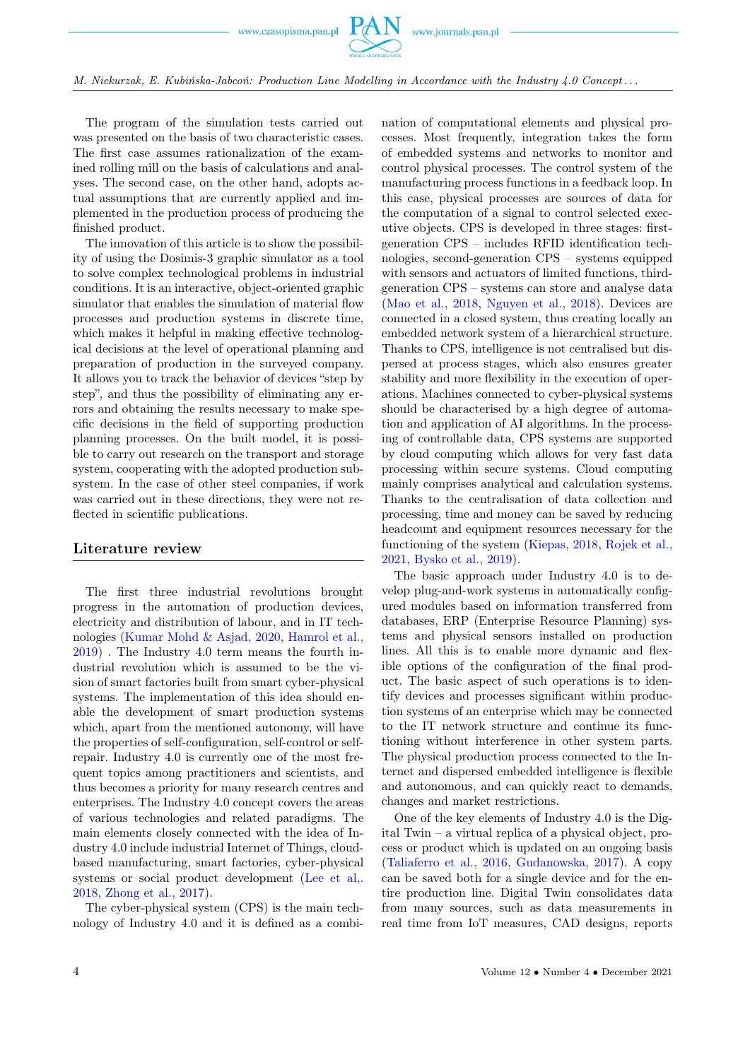The program of the simulation tests carried out was presented on the basis of two characteristic cases. The first case assumes rationalization of the examined rolling mill on the basis of calculations and analyses. The second case, on the other hand, adopts actual assumptions that are currently applied and implemented in the production process of producing the finished product.

The innovation of this article is to show the possibility of using the Dosimis-3 graphic simulator as a tool to solve complex technological problems in industrial conditions. It is an interactive, object-oriented graphic simulator that enables the simulation of material flow processes and production systems in discrete time, which makes it helpful in making effective technological decisions at the level of operational planning and preparation of production in the surveyed company. It allows you to track the behavior of devices "step by step", and thus the possibility of eliminating any errors and obtaining the results necessary to make specific decisions in the field of supporting production planning processes. On the built model, it is possible to carry out research on the transport and storage system, cooperating with the adopted production subsystem. In the case of other steel companies, if work was carried out in these directions, they were not reflected in scientific publications.

## Literature review

The first three industrial revolutions brought progress in the automation of production devices, electricity and distribution of labour, and in IT technologies (Kumar Mohd & Asjad, 2020, Hamrol et al., 2019) . The Industry 4.0 term means the fourth industrial revolution which is assumed to be the vision of smart factories built from smart cyber-physical systems. The implementation of this idea should enable the development of smart production systems which, apart from the mentioned autonomy, will have the properties of self-configuration, self-control or self-repair. Industry 4.0 is currently one of the most frequent topics among practitioners and scientists, and thus becomes a priority for many research centres and enterprises. The Industry 4.0 concept covers the areas of various technologies and related paradigms. The main elements closely connected with the idea of Industry 4.0 include industrial Internet of Things, cloud-based manufacturing, smart factories, cyber-physical systems or social product development (Lee et al,. 2018, Zhong et al., 2017).

The cyber-physical system (CPS) is the main technology of Industry 4.0 and it is defined as a combination of computational elements and physical processes. Most frequently, integration takes the form of embedded systems and networks to monitor and control physical processes. The control system of the manufacturing process functions in a feedback loop. In this case, physical processes are sources of data for the computation of a signal to control selected executive objects. CPS is developed in three stages: first-generation CPS – includes RFID identification technologies, second-generation CPS – systems equipped with sensors and actuators of limited functions, third-generation CPS – systems can store and analyse data (Mao et al., 2018, Nguyen et al., 2018). Devices are connected in a closed system, thus creating locally an embedded network system of a hierarchical structure. Thanks to CPS, intelligence is not centralised but dispersed at process stages, which also ensures greater stability and more flexibility in the execution of operations. Machines connected to cyber-physical systems should be characterised by a high degree of automation and application of AI algorithms. In the processing of controllable data, CPS systems are supported by cloud computing which allows for very fast data processing within secure systems. Cloud computing mainly comprises analytical and calculation systems. Thanks to the centralisation of data collection and processing, time and money can be saved by reducing headcount and equipment resources necessary for the functioning of the system (Kiepas, 2018, Rojek et al., 2021, Bysko et al., 2019).

The basic approach under Industry 4.0 is to develop plug-and-work systems in automatically configured modules based on information transferred from databases, ERP (Enterprise Resource Planning) systems and physical sensors installed on production lines. All this is to enable more dynamic and flexible options of the configuration of the final product. The basic aspect of such operations is to identify devices and processes significant within production systems of an enterprise which may be connected to the IT network structure and continue its functioning without interference in other system parts. The physical production process connected to the Internet and dispersed embedded intelligence is flexible and autonomous, and can quickly react to demands, changes and market restrictions.

One of the key elements of Industry 4.0 is the Digital Twin – a virtual replica of a physical object, process or product which is updated on an ongoing basis (Taliaferro et al., 2016, Gudanowska, 2017). A copy can be saved both for a single device and for the entire production line. Digital Twin consolidates data from many sources, such as data measurements in real time from IoT measures, CAD designs, reports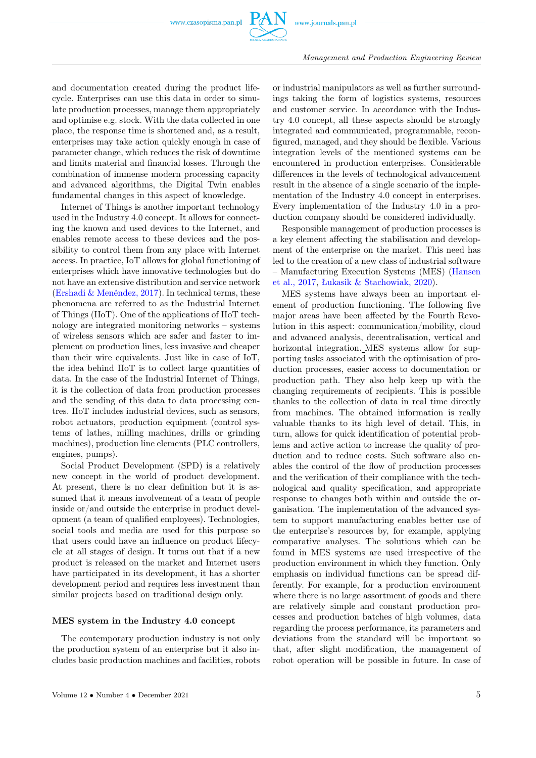and documentation created during the product lifecycle. Enterprises can use this data in order to simulate production processes, manage them appropriately and optimise e.g. stock. With the data collected in one place, the response time is shortened and, as a result, enterprises may take action quickly enough in case of parameter change, which reduces the risk of downtime and limits material and financial losses. Through the combination of immense modern processing capacity and advanced algorithms, the Digital Twin enables fundamental changes in this aspect of knowledge.

Internet of Things is another important technology used in the Industry 4.0 concept. It allows for connecting the known and used devices to the Internet, and enables remote access to these devices and the possibility to control them from any place with Internet access. In practice, IoT allows for global functioning of enterprises which have innovative technologies but do not have an extensive distribution and service network (Ershadi & Menéndez, 2017). In technical terms, these phenomena are referred to as the Industrial Internet of Things (IIoT). One of the applications of IIoT technology are integrated monitoring networks – systems of wireless sensors which are safer and faster to implement on production lines, less invasive and cheaper than their wire equivalents. Just like in case of IoT, the idea behind IIoT is to collect large quantities of data. In the case of the Industrial Internet of Things, it is the collection of data from production processes and the sending of this data to data processing centres. IIoT includes industrial devices, such as sensors, robot actuators, production equipment (control systems of lathes, milling machines, drills or grinding machines), production line elements (PLC controllers, engines, pumps).

Social Product Development (SPD) is a relatively new concept in the world of product development. At present, there is no clear definition but it is assumed that it means involvement of a team of people inside or/and outside the enterprise in product development (a team of qualified employees). Technologies, social tools and media are used for this purpose so that users could have an influence on product lifecycle at all stages of design. It turns out that if a new product is released on the market and Internet users have participated in its development, it has a shorter development period and requires less investment than similar projects based on traditional design only.

## MES system in the Industry 4.0 concept

The contemporary production industry is not only the production system of an enterprise but it also includes basic production machines and facilities, robots or industrial manipulators as well as further surroundings taking the form of logistics systems, resources and customer service. In accordance with the Industry 4.0 concept, all these aspects should be strongly integrated and communicated, programmable, reconfigured, managed, and they should be flexible. Various integration levels of the mentioned systems can be encountered in production enterprises. Considerable differences in the levels of technological advancement result in the absence of a single scenario of the implementation of the Industry 4.0 concept in enterprises. Every implementation of the Industry 4.0 in a production company should be considered individually.

Responsible management of production processes is a key element affecting the stabilisation and development of the enterprise on the market. This need has led to the creation of a new class of industrial software – Manufacturing Execution Systems (MES) (Hansen et al., 2017, Łukasik & Stachowiak, 2020).

MES systems have always been an important element of production functioning. The following five major areas have been affected by the Fourth Revolution in this aspect: communication/mobility, cloud and advanced analysis, decentralisation, vertical and horizontal integration. MES systems allow for supporting tasks associated with the optimisation of production processes, easier access to documentation or production path. They also help keep up with the changing requirements of recipients. This is possible thanks to the collection of data in real time directly from machines. The obtained information is really valuable thanks to its high level of detail. This, in turn, allows for quick identification of potential problems and active action to increase the quality of production and to reduce costs. Such software also enables the control of the flow of production processes and the verification of their compliance with the technological and quality specification, and appropriate response to changes both within and outside the organisation. The implementation of the advanced system to support manufacturing enables better use of the enterprise's resources by, for example, applying comparative analyses. The solutions which can be found in MES systems are used irrespective of the production environment in which they function. Only emphasis on individual functions can be spread differently. For example, for a production environment where there is no large assortment of goods and there are relatively simple and constant production processes and production batches of high volumes, data regarding the process performance, its parameters and deviations from the standard will be important so that, after slight modification, the management of robot operation will be possible in future. In case of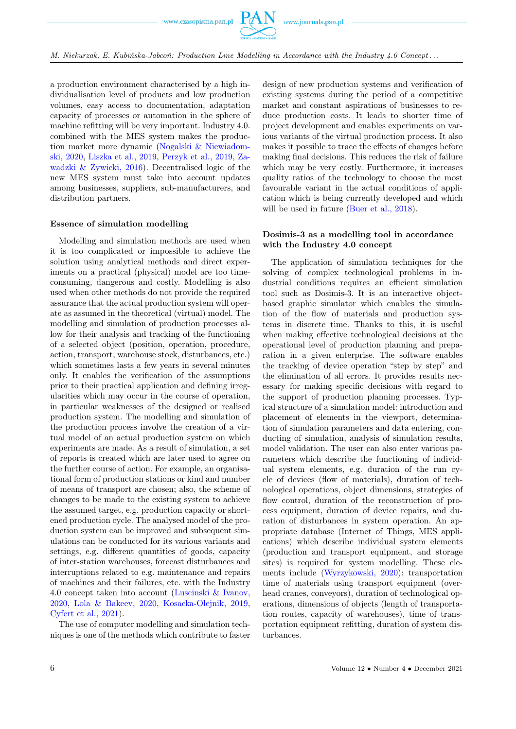a production environment characterised by a high individualisation level of products and low production volumes, easy access to documentation, adaptation capacity of processes or automation in the sphere of machine refitting will be very important. Industry 4.0. combined with the MES system makes the production market more dynamic (Nogalski & Niewiadomski, 2020, Liszka et al., 2019, Perzyk et al., 2019, Zawadzki & Żywicki, 2016). Decentralised logic of the new MES system must take into account updates among businesses, suppliers, sub-manufacturers, and distribution partners.

### Essence of simulation modelling

Modelling and simulation methods are used when it is too complicated or impossible to achieve the solution using analytical methods and direct experiments on a practical (physical) model are too time-consuming, dangerous and costly. Modelling is also used when other methods do not provide the required assurance that the actual production system will operate as assumed in the theoretical (virtual) model. The modelling and simulation of production processes allow for their analysis and tracking of the functioning of a selected object (position, operation, procedure, action, transport, warehouse stock, disturbances, etc.) which sometimes lasts a few years in several minutes only. It enables the verification of the assumptions prior to their practical application and defining irregularities which may occur in the course of operation, in particular weaknesses of the designed or realised production system. The modelling and simulation of the production process involve the creation of a virtual model of an actual production system on which experiments are made. As a result of simulation, a set of reports is created which are later used to agree on the further course of action. For example, an organisational form of production stations or kind and number of means of transport are chosen; also, the scheme of changes to be made to the existing system to achieve the assumed target, e.g. production capacity or shortened production cycle. The analysed model of the production system can be improved and subsequent simulations can be conducted for its various variants and settings, e.g. different quantities of goods, capacity of inter-station warehouses, forecast disturbances and interruptions related to e.g. maintenance and repairs of machines and their failures, etc. with the Industry 4.0 concept taken into account (Luscinski & Ivanov, 2020, Lola & Bakeev, 2020, Kosacka-Olejnik, 2019, Cyfert et al., 2021).

The use of computer modelling and simulation techniques is one of the methods which contribute to faster design of new production systems and verification of existing systems during the period of a competitive market and constant aspirations of businesses to reduce production costs. It leads to shorter time of project development and enables experiments on various variants of the virtual production process. It also makes it possible to trace the effects of changes before making final decisions. This reduces the risk of failure which may be very costly. Furthermore, it increases quality ratios of the technology to choose the most favourable variant in the actual conditions of application which is being currently developed and which will be used in future (Buer et al., 2018).

### Dosimis-3 as a modelling tool in accordance with the Industry 4.0 concept

The application of simulation techniques for the solving of complex technological problems in industrial conditions requires an efficient simulation tool such as Dosimis-3. It is an interactive object-based graphic simulator which enables the simulation of the flow of materials and production systems in discrete time. Thanks to this, it is useful when making effective technological decisions at the operational level of production planning and preparation in a given enterprise. The software enables the tracking of device operation "step by step" and the elimination of all errors. It provides results necessary for making specific decisions with regard to the support of production planning processes. Typical structure of a simulation model: introduction and placement of elements in the viewport, determination of simulation parameters and data entering, conducting of simulation, analysis of simulation results, model validation. The user can also enter various parameters which describe the functioning of individual system elements, e.g. duration of the run cycle of devices (flow of materials), duration of technological operations, object dimensions, strategies of flow control, duration of the reconstruction of process equipment, duration of device repairs, and duration of disturbances in system operation. An appropriate database (Internet of Things, MES applications) which describe individual system elements (production and transport equipment, and storage sites) is required for system modelling. These elements include (Wyrzykowski, 2020): transportation time of materials using transport equipment (overhead cranes, conveyors), duration of technological operations, dimensions of objects (length of transportation routes, capacity of warehouses), time of transportation equipment refitting, duration of system disturbances.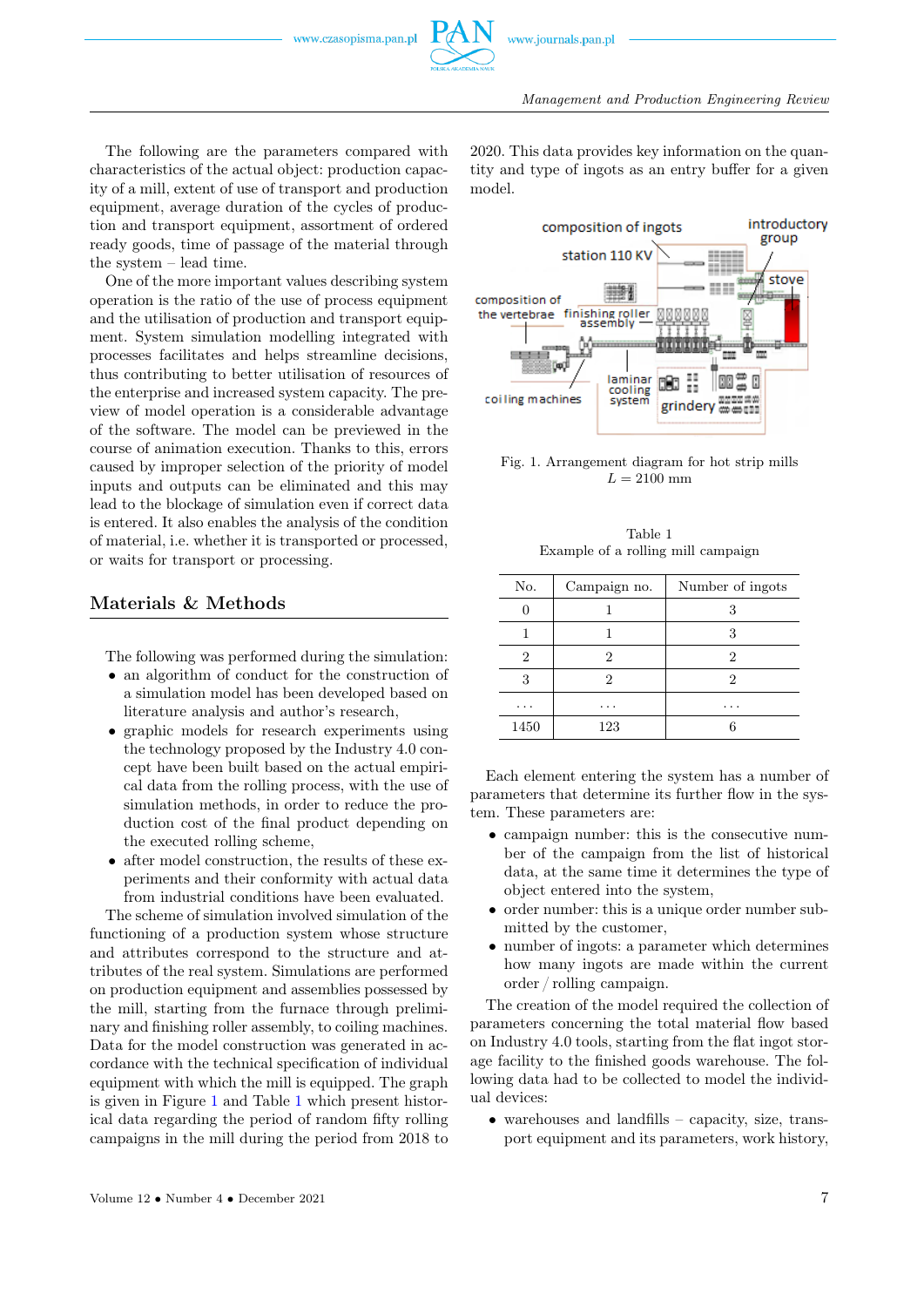The following are the parameters compared with characteristics of the actual object: production capacity of a mill, extent of use of transport and production equipment, average duration of the cycles of production and transport equipment, assortment of ordered ready goods, time of passage of the material through the system – lead time.

One of the more important values describing system operation is the ratio of the use of process equipment and the utilisation of production and transport equipment. System simulation modelling integrated with processes facilitates and helps streamline decisions, thus contributing to better utilisation of resources of the enterprise and increased system capacity. The preview of model operation is a considerable advantage of the software. The model can be previewed in the course of animation execution. Thanks to this, errors caused by improper selection of the priority of model inputs and outputs can be eliminated and this may lead to the blockage of simulation even if correct data is entered. It also enables the analysis of the condition of material, i.e. whether it is transported or processed, or waits for transport or processing.

## Materials & Methods

The following was performed during the simulation:

- an algorithm of conduct for the construction of a simulation model has been developed based on literature analysis and author's research,
- graphic models for research experiments using the technology proposed by the Industry 4.0 concept have been built based on the actual empirical data from the rolling process, with the use of simulation methods, in order to reduce the production cost of the final product depending on the executed rolling scheme,
- after model construction, the results of these experiments and their conformity with actual data from industrial conditions have been evaluated.

The scheme of simulation involved simulation of the functioning of a production system whose structure and attributes correspond to the structure and attributes of the real system. Simulations are performed on production equipment and assemblies possessed by the mill, starting from the furnace through preliminary and finishing roller assembly, to coiling machines. Data for the model construction was generated in accordance with the technical specification of individual equipment with which the mill is equipped. The graph is given in Figure 1 and Table 1 which present historical data regarding the period of random fifty rolling campaigns in the mill during the period from 2018 to 2020. This data provides key information on the quantity and type of ingots as an entry buffer for a given model.

Fig. 1. Arrangement diagram for hot strip mills $L = 2100$ mm

Table 1
Example of a rolling mill campaign

| No. | Campaign no. | Number of ingots |
|---|---|---|
| 0 | 1 | 3 |
| 1 | 1 | 3 |
| 2 | 2 | 2 |
| 3 | 2 | 2 |
| ... | ... | ... |
| 1450 | 123 | 6 |

Each element entering the system has a number of parameters that determine its further flow in the system. These parameters are:

- campaign number: this is the consecutive number of the campaign from the list of historical data, at the same time it determines the type of object entered into the system,
- order number: this is a unique order number submitted by the customer,
- number of ingots: a parameter which determines how many ingots are made within the current order / rolling campaign.

The creation of the model required the collection of parameters concerning the total material flow based on Industry 4.0 tools, starting from the flat ingot storage facility to the finished goods warehouse. The following data had to be collected to model the individual devices:

- warehouses and landfills – capacity, size, transport equipment and its parameters, work history,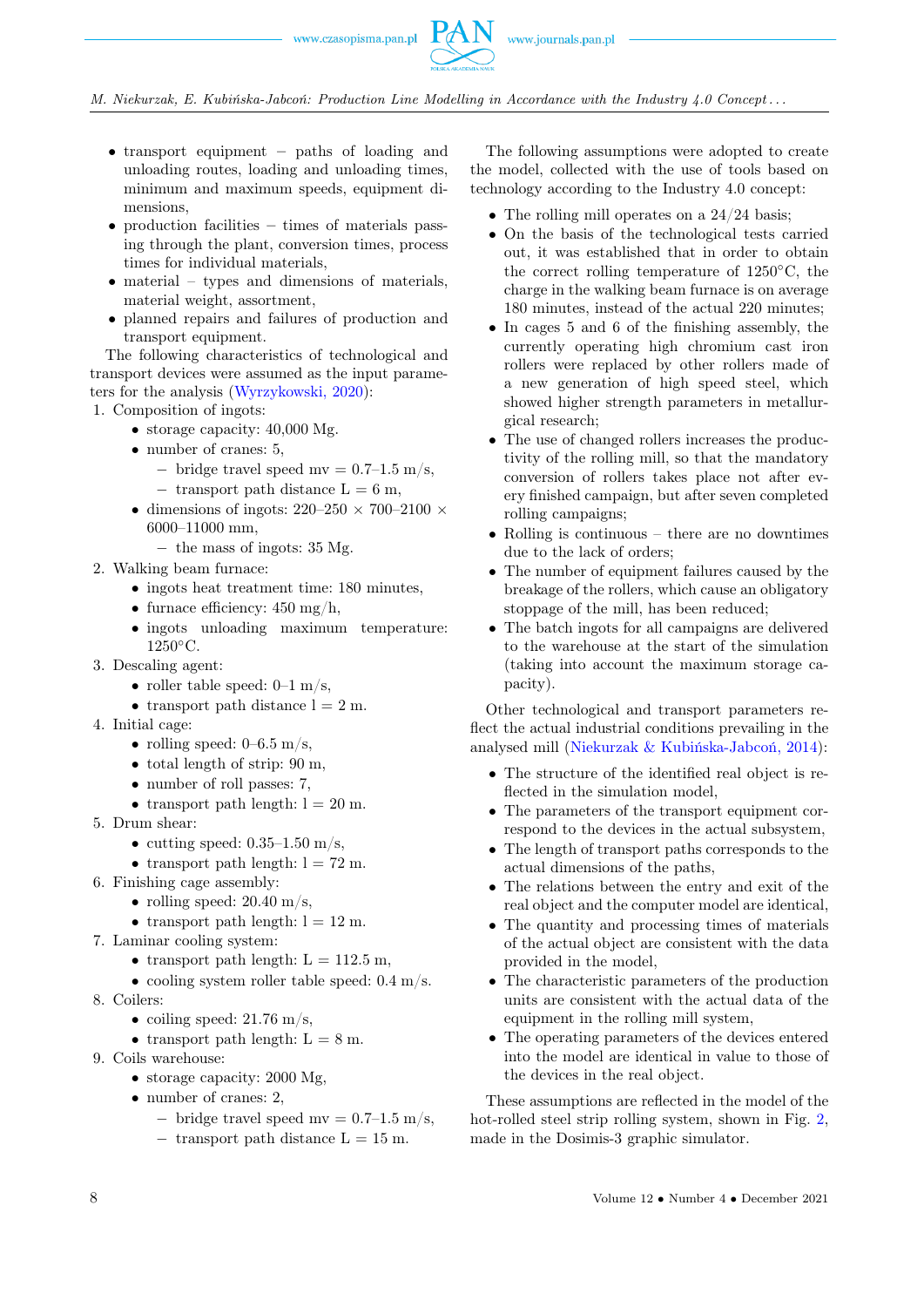- transport equipment – paths of loading and unloading routes, loading and unloading times, minimum and maximum speeds, equipment dimensions,
- production facilities – times of materials passing through the plant, conversion times, process times for individual materials,
- material – types and dimensions of materials, material weight, assortment,
- planned repairs and failures of production and transport equipment.

The following characteristics of technological and transport devices were assumed as the input parameters for the analysis (Wyrzykowski, 2020):

1. Composition of ingots:
   - storage capacity: 40,000 Mg.
   - number of cranes: 5,
     - bridge travel speed mv = 0.7–1.5 m/s,
     - transport path distance L = 6 m,
   - dimensions of ingots: 220–250 × 700–2100 × 6000–11000 mm,
     - the mass of ingots: 35 Mg.
2. Walking beam furnace:
   - ingots heat treatment time: 180 minutes,
   - furnace efficiency: 450 mg/h,
   - ingots unloading maximum temperature: 1250°C.
3. Descaling agent:
   - roller table speed: 0–1 m/s,
   - transport path distance l = 2 m.
4. Initial cage:
   - rolling speed: 0–6.5 m/s,
   - total length of strip: 90 m,
   - number of roll passes: 7,
   - transport path length: l = 20 m.
5. Drum shear:
   - cutting speed: 0.35–1.50 m/s,
   - transport path length: l = 72 m.
6. Finishing cage assembly:
   - rolling speed: 20.40 m/s,
   - transport path length: l = 12 m.
7. Laminar cooling system:
   - transport path length: L = 112.5 m,
   - cooling system roller table speed: 0.4 m/s.
8. Coilers:
   - coiling speed: 21.76 m/s,
   - transport path length: L = 8 m.
9. Coils warehouse:
   - storage capacity: 2000 Mg,
   - number of cranes: 2,
     - bridge travel speed mv = 0.7–1.5 m/s,
     - transport path distance L = 15 m.

The following assumptions were adopted to create the model, collected with the use of tools based on technology according to the Industry 4.0 concept:

- The rolling mill operates on a 24/24 basis;
- On the basis of the technological tests carried out, it was established that in order to obtain the correct rolling temperature of 1250°C, the charge in the walking beam furnace is on average 180 minutes, instead of the actual 220 minutes;
- In cages 5 and 6 of the finishing assembly, the currently operating high chromium cast iron rollers were replaced by other rollers made of a new generation of high speed steel, which showed higher strength parameters in metallurgical research;
- The use of changed rollers increases the productivity of the rolling mill, so that the mandatory conversion of rollers takes place not after every finished campaign, but after seven completed rolling campaigns;
- Rolling is continuous – there are no downtimes due to the lack of orders;
- The number of equipment failures caused by the breakage of the rollers, which cause an obligatory stoppage of the mill, has been reduced;
- The batch ingots for all campaigns are delivered to the warehouse at the start of the simulation (taking into account the maximum storage capacity).

Other technological and transport parameters reflect the actual industrial conditions prevailing in the analysed mill (Niekurzak & Kubińska-Jabcoń, 2014):

- The structure of the identified real object is reflected in the simulation model,
- The parameters of the transport equipment correspond to the devices in the actual subsystem,
- The length of transport paths corresponds to the actual dimensions of the paths,
- The relations between the entry and exit of the real object and the computer model are identical,
- The quantity and processing times of materials of the actual object are consistent with the data provided in the model,
- The characteristic parameters of the production units are consistent with the actual data of the equipment in the rolling mill system,
- The operating parameters of the devices entered into the model are identical in value to those of the devices in the real object.

These assumptions are reflected in the model of the hot-rolled steel strip rolling system, shown in Fig. 2, made in the Dosimis-3 graphic simulator.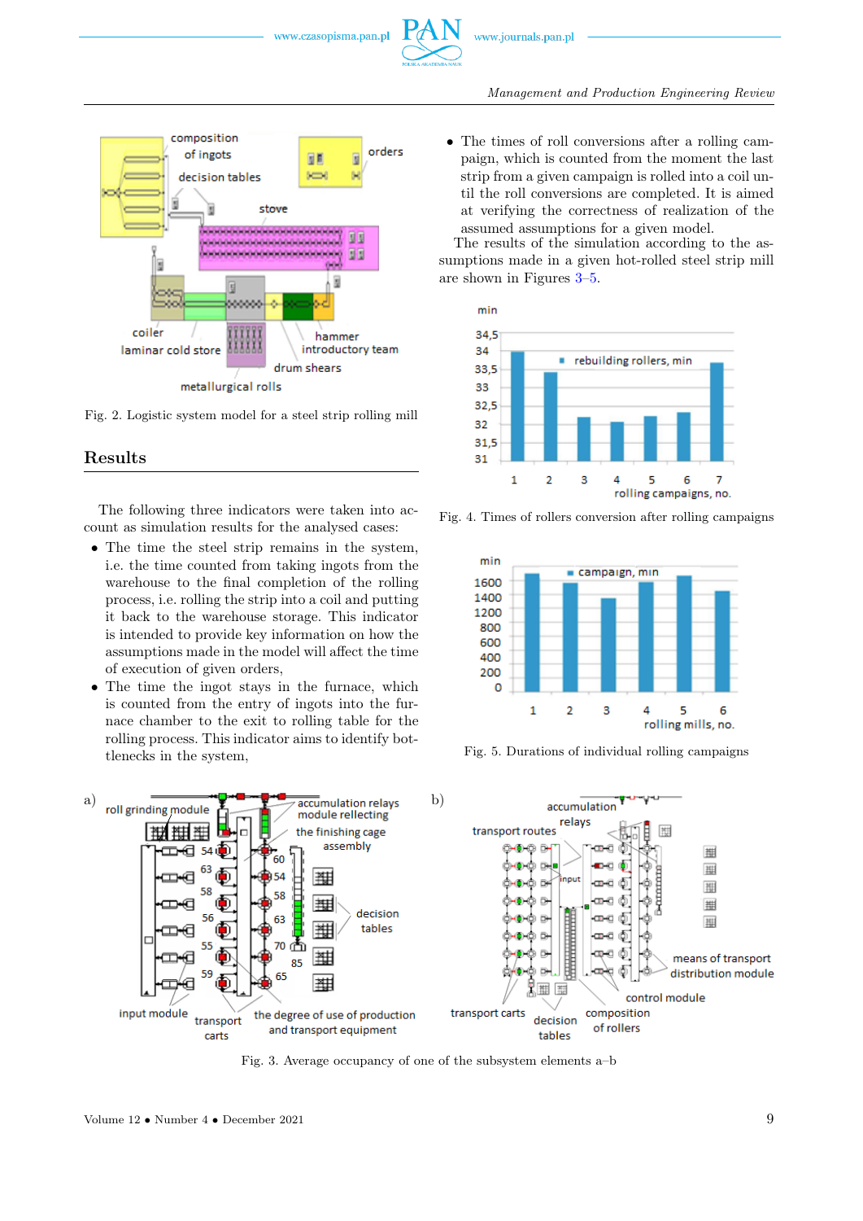Fig. 2. Logistic system model for a steel strip rolling mill

## Results

The following three indicators were taken into account as simulation results for the analysed cases:

- The time the steel strip remains in the system, i.e. the time counted from taking ingots from the warehouse to the final completion of the rolling process, i.e. rolling the strip into a coil and putting it back to the warehouse storage. This indicator is intended to provide key information on how the assumptions made in the model will affect the time of execution of given orders,
- The time the ingot stays in the furnace, which is counted from the entry of ingots into the furnace chamber to the exit to rolling table for the rolling process. This indicator aims to identify bottlenecks in the system,
- The times of roll conversions after a rolling campaign, which is counted from the moment the last strip from a given campaign is rolled into a coil until the roll conversions are completed. It is aimed at verifying the correctness of realization of the assumed assumptions for a given model.

The results of the simulation according to the assumptions made in a given hot-rolled steel strip mill are shown in Figures 3–5.

Fig. 4. Times of rollers conversion after rolling campaigns

Fig. 5. Durations of individual rolling campaigns

Fig. 3. Average occupancy of one of the subsystem elements a–b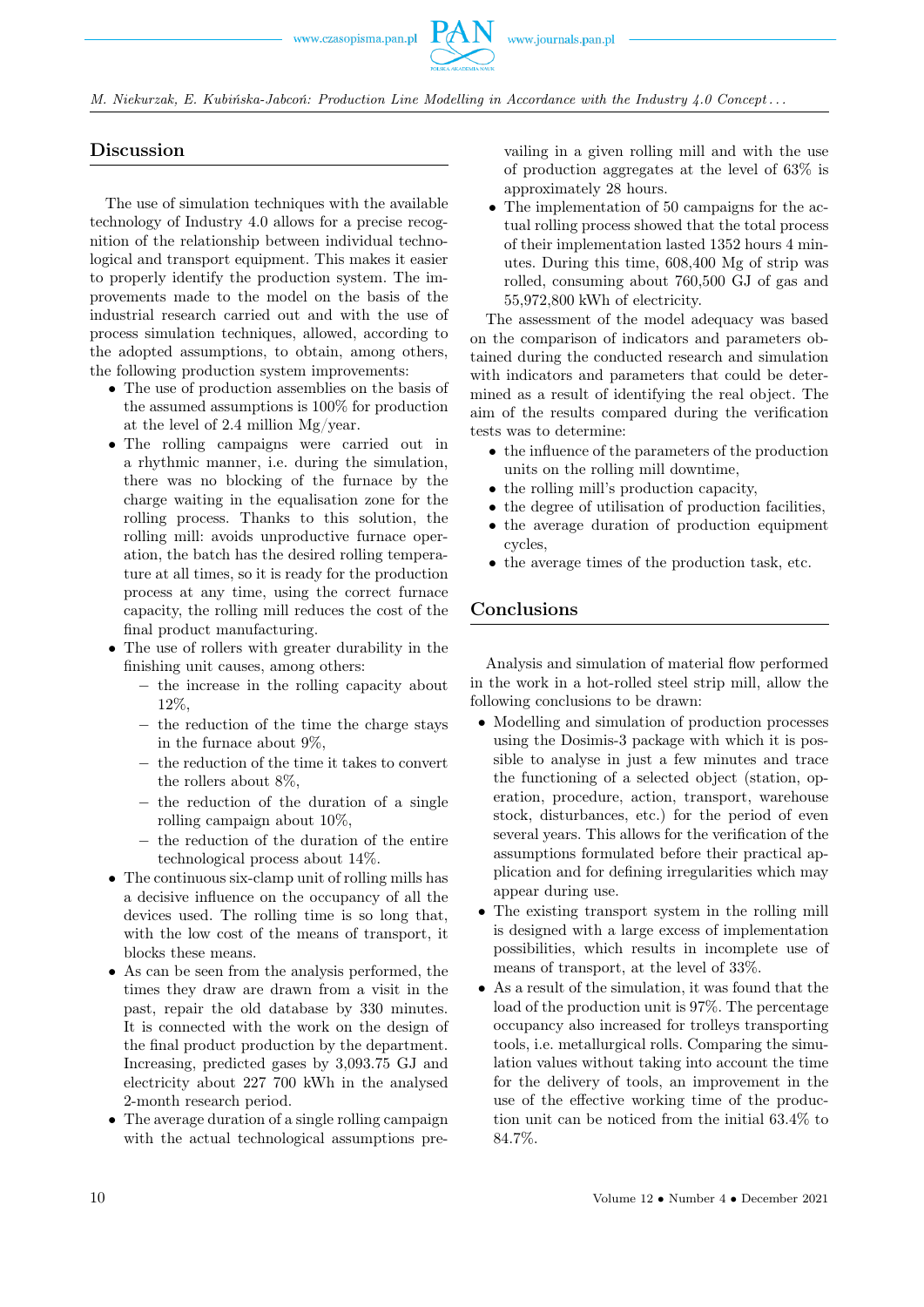## Discussion

The use of simulation techniques with the available technology of Industry 4.0 allows for a precise recognition of the relationship between individual technological and transport equipment. This makes it easier to properly identify the production system. The improvements made to the model on the basis of the industrial research carried out and with the use of process simulation techniques, allowed, according to the adopted assumptions, to obtain, among others, the following production system improvements:

- The use of production assemblies on the basis of the assumed assumptions is 100% for production at the level of 2.4 million Mg/year.
- The rolling campaigns were carried out in a rhythmic manner, i.e. during the simulation, there was no blocking of the furnace by the charge waiting in the equalisation zone for the rolling process. Thanks to this solution, the rolling mill: avoids unproductive furnace operation, the batch has the desired rolling temperature at all times, so it is ready for the production process at any time, using the correct furnace capacity, the rolling mill reduces the cost of the final product manufacturing.
- The use of rollers with greater durability in the finishing unit causes, among others:
  - the increase in the rolling capacity about 12%,
  - the reduction of the time the charge stays in the furnace about 9%,
  - the reduction of the time it takes to convert the rollers about 8%,
  - the reduction of the duration of a single rolling campaign about 10%,
  - the reduction of the duration of the entire technological process about 14%.
- The continuous six-clamp unit of rolling mills has a decisive influence on the occupancy of all the devices used. The rolling time is so long that, with the low cost of the means of transport, it blocks these means.
- As can be seen from the analysis performed, the times they draw are drawn from a visit in the past, repair the old database by 330 minutes. It is connected with the work on the design of the final product production by the department. Increasing, predicted gases by 3,093.75 GJ and electricity about 227 700 kWh in the analysed 2-month research period.
- The average duration of a single rolling campaign with the actual technological assumptions prevailing in a given rolling mill and with the use of production aggregates at the level of 63% is approximately 28 hours.
- The implementation of 50 campaigns for the actual rolling process showed that the total process of their implementation lasted 1352 hours 4 minutes. During this time, 608,400 Mg of strip was rolled, consuming about 760,500 GJ of gas and 55,972,800 kWh of electricity.

The assessment of the model adequacy was based on the comparison of indicators and parameters obtained during the conducted research and simulation with indicators and parameters that could be determined as a result of identifying the real object. The aim of the results compared during the verification tests was to determine:

- the influence of the parameters of the production units on the rolling mill downtime,
- the rolling mill's production capacity,
- the degree of utilisation of production facilities,
- the average duration of production equipment cycles,
- the average times of the production task, etc.

## Conclusions

Analysis and simulation of material flow performed in the work in a hot-rolled steel strip mill, allow the following conclusions to be drawn:

- Modelling and simulation of production processes using the Dosimis-3 package with which it is possible to analyse in just a few minutes and trace the functioning of a selected object (station, operation, procedure, action, transport, warehouse stock, disturbances, etc.) for the period of even several years. This allows for the verification of the assumptions formulated before their practical application and for defining irregularities which may appear during use.
- The existing transport system in the rolling mill is designed with a large excess of implementation possibilities, which results in incomplete use of means of transport, at the level of 33%.
- As a result of the simulation, it was found that the load of the production unit is 97%. The percentage occupancy also increased for trolleys transporting tools, i.e. metallurgical rolls. Comparing the simulation values without taking into account the time for the delivery of tools, an improvement in the use of the effective working time of the production unit can be noticed from the initial 63.4% to 84.7%.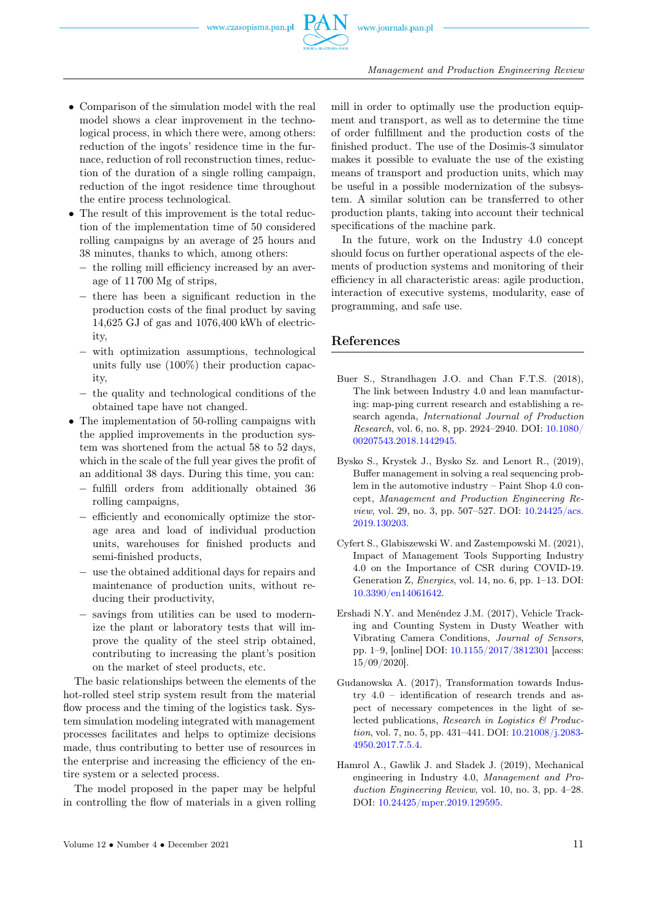- Comparison of the simulation model with the real model shows a clear improvement in the technological process, in which there were, among others: reduction of the ingots' residence time in the furnace, reduction of roll reconstruction times, reduction of the duration of a single rolling campaign, reduction of the ingot residence time throughout the entire process technological.
- The result of this improvement is the total reduction of the implementation time of 50 considered rolling campaigns by an average of 25 hours and 38 minutes, thanks to which, among others:
  - the rolling mill efficiency increased by an average of 11 700 Mg of strips,
  - there has been a significant reduction in the production costs of the final product by saving 14,625 GJ of gas and 1076,400 kWh of electricity,
  - with optimization assumptions, technological units fully use (100%) their production capacity,
  - the quality and technological conditions of the obtained tape have not changed.
- The implementation of 50-rolling campaigns with the applied improvements in the production system was shortened from the actual 58 to 52 days, which in the scale of the full year gives the profit of an additional 38 days. During this time, you can:
  - fulfill orders from additionally obtained 36 rolling campaigns,
  - efficiently and economically optimize the storage area and load of individual production units, warehouses for finished products and semi-finished products,
  - use the obtained additional days for repairs and maintenance of production units, without reducing their productivity,
  - savings from utilities can be used to modernize the plant or laboratory tests that will improve the quality of the steel strip obtained, contributing to increasing the plant's position on the market of steel products, etc.

The basic relationships between the elements of the hot-rolled steel strip system result from the material flow process and the timing of the logistics task. System simulation modeling integrated with management processes facilitates and helps to optimize decisions made, thus contributing to better use of resources in the enterprise and increasing the efficiency of the entire system or a selected process.

The model proposed in the paper may be helpful in controlling the flow of materials in a given rolling mill in order to optimally use the production equipment and transport, as well as to determine the time of order fulfillment and the production costs of the finished product. The use of the Dosimis-3 simulator makes it possible to evaluate the use of the existing means of transport and production units, which may be useful in a possible modernization of the subsystem. A similar solution can be transferred to other production plants, taking into account their technical specifications of the machine park.

In the future, work on the Industry 4.0 concept should focus on further operational aspects of the elements of production systems and monitoring of their efficiency in all characteristic areas: agile production, interaction of executive systems, modularity, ease of programming, and safe use.

## References

Buer S., Strandhagen J.O. and Chan F.T.S. (2018), The link between Industry 4.0 and lean manufacturing: map-ping current research and establishing a research agenda, *International Journal of Production Research*, vol. 6, no. 8, pp. 2924–2940. DOI: 10.1080/00207543.2018.1442945.

Bysko S., Krystek J., Bysko Sz. and Lenort R., (2019), Buffer management in solving a real sequencing problem in the automotive industry – Paint Shop 4.0 concept, *Management and Production Engineering Review*, vol. 29, no. 3, pp. 507–527. DOI: 10.24425/acs.2019.130203.

Cyfert S., Glabiszewski W. and Zastempowski M. (2021), Impact of Management Tools Supporting Industry 4.0 on the Importance of CSR during COVID-19. Generation Z, *Energies*, vol. 14, no. 6, pp. 1–13. DOI: 10.3390/en14061642.

Ershadi N.Y. and Menéndez J.M. (2017), Vehicle Tracking and Counting System in Dusty Weather with Vibrating Camera Conditions, *Journal of Sensors*, pp. 1–9, [online] DOI: 10.1155/2017/3812301 [access: 15/09/2020].

Gudanowska A. (2017), Transformation towards Industry 4.0 – identification of research trends and aspect of necessary competences in the light of selected publications, *Research in Logistics & Production*, vol. 7, no. 5, pp. 431–441. DOI: 10.21008/j.2083-4950.2017.7.5.4.

Hamrol A., Gawlik J. and Sładek J. (2019), Mechanical engineering in Industry 4.0, *Management and Production Engineering Review*, vol. 10, no. 3, pp. 4–28. DOI: 10.24425/mper.2019.129595.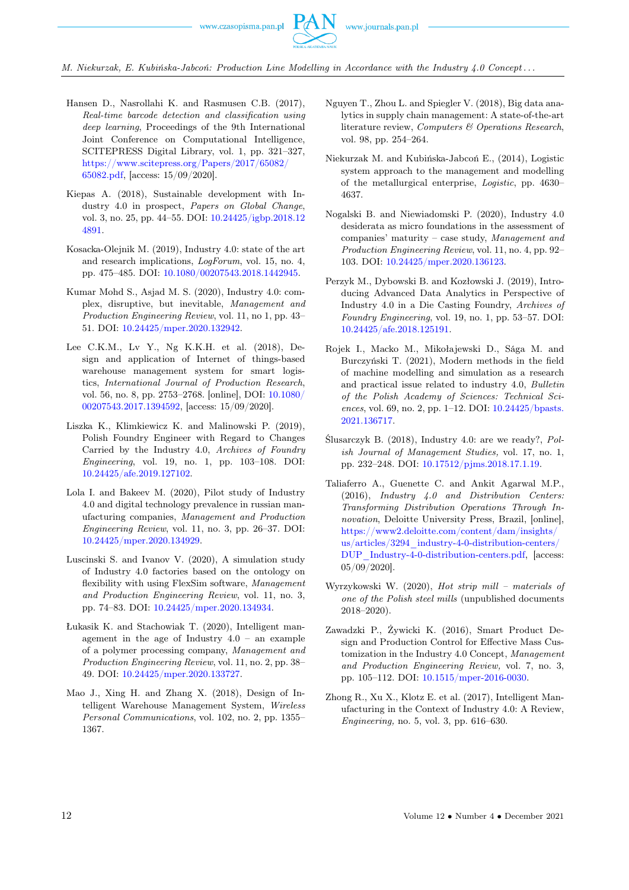Hansen D., Nasrollahi K. and Rasmusen C.B. (2017), *Real-time barcode detection and classification using deep learning*, Proceedings of the 9th International Joint Conference on Computational Intelligence, SCITEPRESS Digital Library, vol. 1, pp. 321–327, https://www.scitepress.org/Papers/2017/65082/65082.pdf, [access: 15/09/2020].

Kiepas A. (2018), Sustainable development with Industry 4.0 in prospect, *Papers on Global Change*, vol. 3, no. 25, pp. 44–55. DOI: 10.24425/igbp.2018.124891.

Kosacka-Olejnik M. (2019), Industry 4.0: state of the art and research implications, *LogForum*, vol. 15, no. 4, pp. 475–485. DOI: 10.1080/00207543.2018.1442945.

Kumar Mohd S., Asjad M. S. (2020), Industry 4.0: complex, disruptive, but inevitable, *Management and Production Engineering Review*, vol. 11, no 1, pp. 43–51. DOI: 10.24425/mper.2020.132942.

Lee C.K.M., Lv Y., Ng K.K.H. et al. (2018), Design and application of Internet of things-based warehouse management system for smart logistics, *International Journal of Production Research*, vol. 56, no. 8, pp. 2753–2768. [online], DOI: 10.1080/00207543.2017.1394592, [access: 15/09/2020].

Liszka K., Klimkiewicz K. and Malinowski P. (2019), Polish Foundry Engineer with Regard to Changes Carried by the Industry 4.0, *Archives of Foundry Engineering*, vol. 19, no. 1, pp. 103–108. DOI: 10.24425/afe.2019.127102.

Lola I. and Bakeev M. (2020), Pilot study of Industry 4.0 and digital technology prevalence in russian manufacturing companies, *Management and Production Engineering Review*, vol. 11, no. 3, pp. 26–37. DOI: 10.24425/mper.2020.134929.

Luscinski S. and Ivanov V. (2020), A simulation study of Industry 4.0 factories based on the ontology on flexibility with using FlexSim software, *Management and Production Engineering Review*, vol. 11, no. 3, pp. 74–83. DOI: 10.24425/mper.2020.134934.

Łukasik K. and Stachowiak T. (2020), Intelligent management in the age of Industry 4.0 – an example of a polymer processing company, *Management and Production Engineering Review*, vol. 11, no. 2, pp. 38–49. DOI: 10.24425/mper.2020.133727.

Mao J., Xing H. and Zhang X. (2018), Design of Intelligent Warehouse Management System, *Wireless Personal Communications*, vol. 102, no. 2, pp. 1355–1367.

Nguyen T., Zhou L. and Spiegler V. (2018), Big data analytics in supply chain management: A state-of-the-art literature review, *Computers & Operations Research*, vol. 98, pp. 254–264.

Niekurzak M. and Kubińska-Jabcoń E., (2014), Logistic system approach to the management and modelling of the metallurgical enterprise, *Logistic*, pp. 4630–4637.

Nogalski B. and Niewiadomski P. (2020), Industry 4.0 desiderata as micro foundations in the assessment of companies' maturity – case study, *Management and Production Engineering Review*, vol. 11, no. 4, pp. 92–103. DOI: 10.24425/mper.2020.136123.

Perzyk M., Dybowski B. and Kozłowski J. (2019), Introducing Advanced Data Analytics in Perspective of Industry 4.0 in a Die Casting Foundry, *Archives of Foundry Engineering*, vol. 19, no. 1, pp. 53–57. DOI: 10.24425/afe.2018.125191.

Rojek I., Macko M., Mikołajewski D., Sága M. and Burczyński T. (2021), Modern methods in the field of machine modelling and simulation as a research and practical issue related to industry 4.0, *Bulletin of the Polish Academy of Sciences: Technical Sciences*, vol. 69, no. 2, pp. 1–12. DOI: 10.24425/bpasts.2021.136717.

Ślusarczyk B. (2018), Industry 4.0: are we ready?, *Polish Journal of Management Studies*, vol. 17, no. 1, pp. 232–248. DOI: 10.17512/pjms.2018.17.1.19.

Taliaferro A., Guenette C. and Ankit Agarwal M.P., (2016), *Industry 4.0 and Distribution Centers: Transforming Distribution Operations Through Innovation*, Deloitte University Press, Brazil, [online], https://www2.deloitte.com/content/dam/insights/us/articles/3294_industry-4-0-distribution-centers/DUP_Industry-4-0-distribution-centers.pdf, [access: 05/09/2020].

Wyrzykowski W. (2020), *Hot strip mill – materials of one of the Polish steel mills* (unpublished documents 2018–2020).

Zawadzki P., Żywicki K. (2016), Smart Product Design and Production Control for Effective Mass Customization in the Industry 4.0 Concept, *Management and Production Engineering Review*, vol. 7, no. 3, pp. 105–112. DOI: 10.1515/mper-2016-0030.

Zhong R., Xu X., Klotz E. et al. (2017), Intelligent Manufacturing in the Context of Industry 4.0: A Review, *Engineering*, no. 5, vol. 3, pp. 616–630.